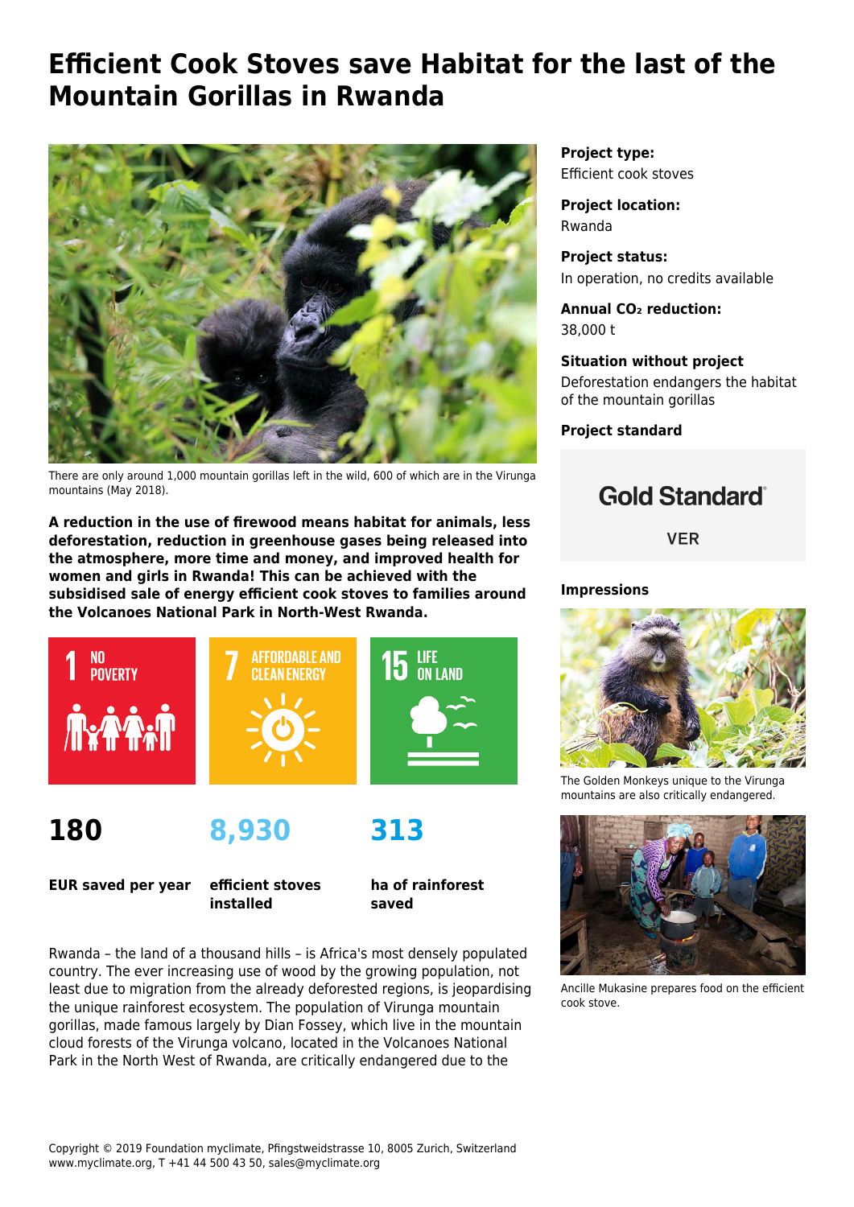# Efficient Cook Stoves save Habitat for the last of the Mountain Gorillas in Rwanda

There are only around 1,000 mountain gorillas left in the wild, 600 of which are in the Virunga mountains (May 2018).

**A reduction in the use of firewood means habitat for animals, less deforestation, reduction in greenhouse gases being released into the atmosphere, more time and money, and improved health for women and girls in Rwanda! This can be achieved with the subsidised sale of energy efficient cook stoves to families around the Volcanoes National Park in North-West Rwanda.**

1 NO POVERTY

7 AFFORDABLE AND CLEAN ENERGY

15 LIFE ON LAND

**180**

**EUR saved per year**

**8,930**

**efficient stoves installed**

**313**

**ha of rainforest saved**

Rwanda – the land of a thousand hills – is Africa's most densely populated country. The ever increasing use of wood by the growing population, not least due to migration from the already deforested regions, is jeopardising the unique rainforest ecosystem. The population of Virunga mountain gorillas, made famous largely by Dian Fossey, which live in the mountain cloud forests of the Virunga volcano, located in the Volcanoes National Park in the North West of Rwanda, are critically endangered due to the

**Project type:**
Efficient cook stoves

**Project location:**
Rwanda

**Project status:**
In operation, no credits available

**Annual $CO_2$ reduction:**
38,000 t

**Situation without project**
Deforestation endangers the habitat of the mountain gorillas

**Project standard**

Gold Standard
VER

**Impressions**

The Golden Monkeys unique to the Virunga mountains are also critically endangered.

Ancille Mukasine prepares food on the efficient cook stove.

Copyright © 2019 Foundation myclimate, Pfingstweidstrasse 10, 8005 Zurich, Switzerland
www.myclimate.org, T +41 44 500 43 50, sales@myclimate.org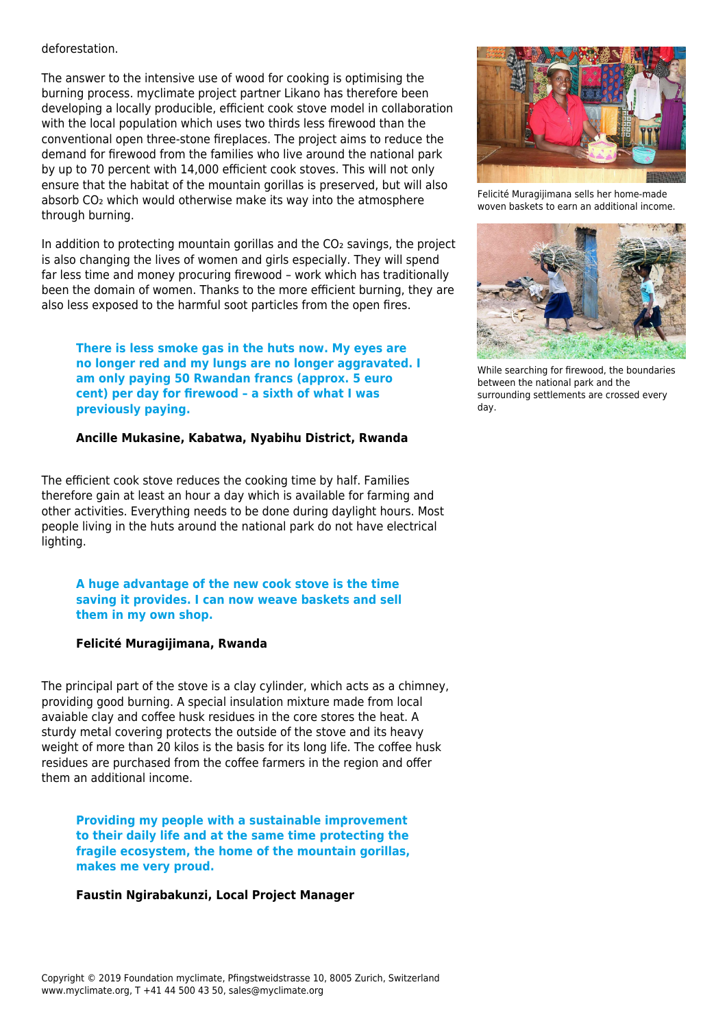deforestation.

The answer to the intensive use of wood for cooking is optimising the burning process. myclimate project partner Likano has therefore been developing a locally producible, efficient cook stove model in collaboration with the local population which uses two thirds less firewood than the conventional open three-stone fireplaces. The project aims to reduce the demand for firewood from the families who live around the national park by up to 70 percent with 14,000 efficient cook stoves. This will not only ensure that the habitat of the mountain gorillas is preserved, but will also absorb $CO_2$ which would otherwise make its way into the atmosphere through burning.

In addition to protecting mountain gorillas and the $CO_2$ savings, the project is also changing the lives of women and girls especially. They will spend far less time and money procuring firewood – work which has traditionally been the domain of women. Thanks to the more efficient burning, they are also less exposed to the harmful soot particles from the open fires.

> **There is less smoke gas in the huts now. My eyes are no longer red and my lungs are no longer aggravated. I am only paying 50 Rwandan francs (approx. 5 euro cent) per day for firewood – a sixth of what I was previously paying.**
>
> **Ancille Mukasine, Kabatwa, Nyabihu District, Rwanda**

The efficient cook stove reduces the cooking time by half. Families therefore gain at least an hour a day which is available for farming and other activities. Everything needs to be done during daylight hours. Most people living in the huts around the national park do not have electrical lighting.

> **A huge advantage of the new cook stove is the time saving it provides. I can now weave baskets and sell them in my own shop.**
>
> **Felicité Muragijimana, Rwanda**

The principal part of the stove is a clay cylinder, which acts as a chimney, providing good burning. A special insulation mixture made from local avaiable clay and coffee husk residues in the core stores the heat. A sturdy metal covering protects the outside of the stove and its heavy weight of more than 20 kilos is the basis for its long life. The coffee husk residues are purchased from the coffee farmers in the region and offer them an additional income.

> **Providing my people with a sustainable improvement to their daily life and at the same time protecting the fragile ecosystem, the home of the mountain gorillas, makes me very proud.**
>
> **Faustin Ngirabakunzi, Local Project Manager**

Felicité Muragijimana sells her home-made woven baskets to earn an additional income.

While searching for firewood, the boundaries between the national park and the surrounding settlements are crossed every day.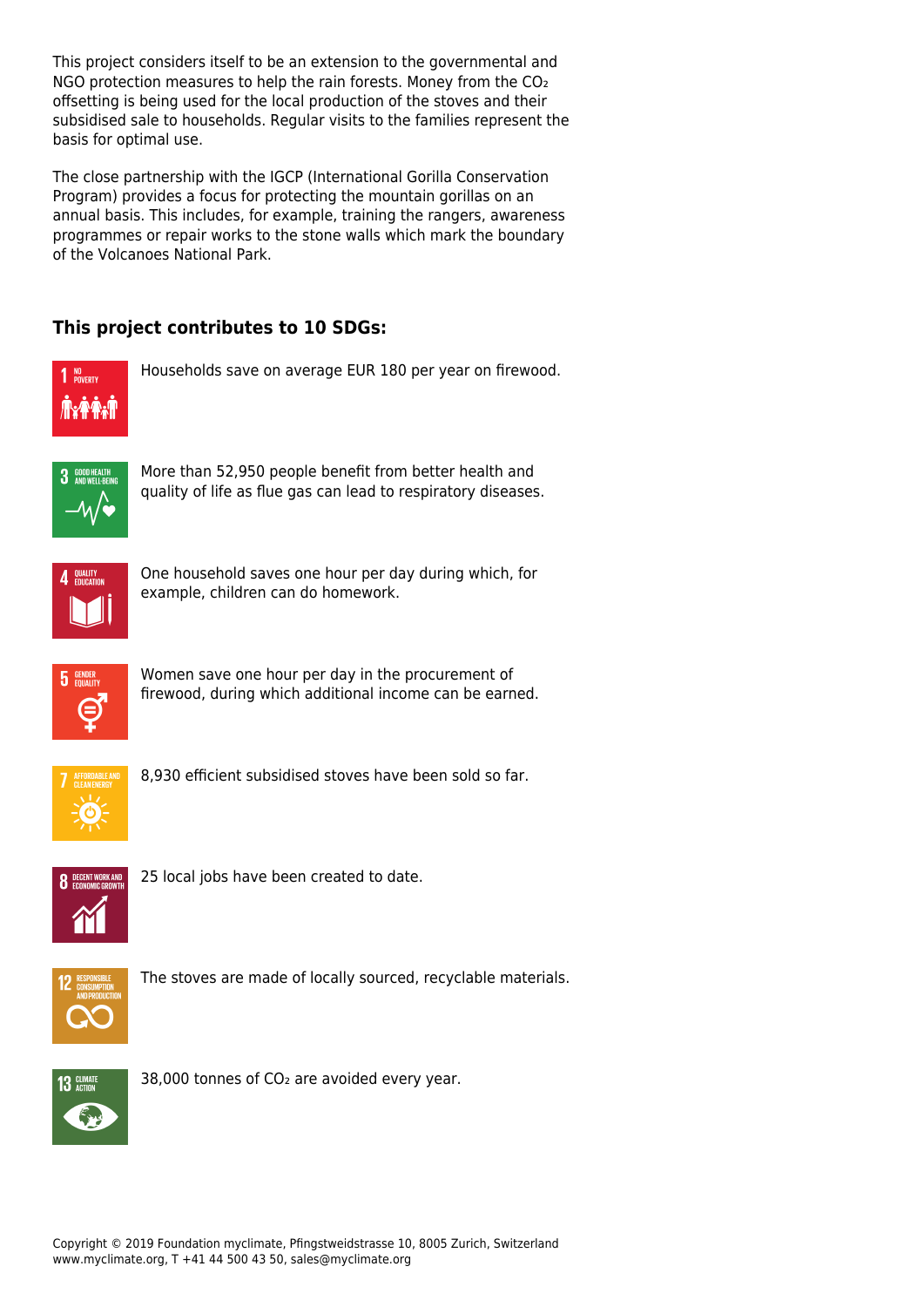This project considers itself to be an extension to the governmental and NGO protection measures to help the rain forests. Money from the $CO_2$ offsetting is being used for the local production of the stoves and their subsidised sale to households. Regular visits to the families represent the basis for optimal use.

The close partnership with the IGCP (International Gorilla Conservation Program) provides a focus for protecting the mountain gorillas on an annual basis. This includes, for example, training the rangers, awareness programmes or repair works to the stone walls which mark the boundary of the Volcanoes National Park.

### This project contributes to 10 SDGs:

**1 NO POVERTY**: Households save on average EUR 180 per year on firewood.

**3 GOOD HEALTH AND WELL-BEING**: More than 52,950 people benefit from better health and quality of life as flue gas can lead to respiratory diseases.

**4 QUALITY EDUCATION**: One household saves one hour per day during which, for example, children can do homework.

**5 GENDER EQUALITY**: Women save one hour per day in the procurement of firewood, during which additional income can be earned.

**7 AFFORDABLE AND CLEAN ENERGY**: 8,930 efficient subsidised stoves have been sold so far.

**8 DECENT WORK AND ECONOMIC GROWTH**: 25 local jobs have been created to date.

**12 RESPONSIBLE CONSUMPTION AND PRODUCTION**: The stoves are made of locally sourced, recyclable materials.

**13 CLIMATE ACTION**: 38,000 tonnes of $CO_2$ are avoided every year.

Copyright © 2019 Foundation myclimate, Pfingstweidstrasse 10, 8005 Zurich, Switzerland
www.myclimate.org, T +41 44 500 43 50, sales@myclimate.org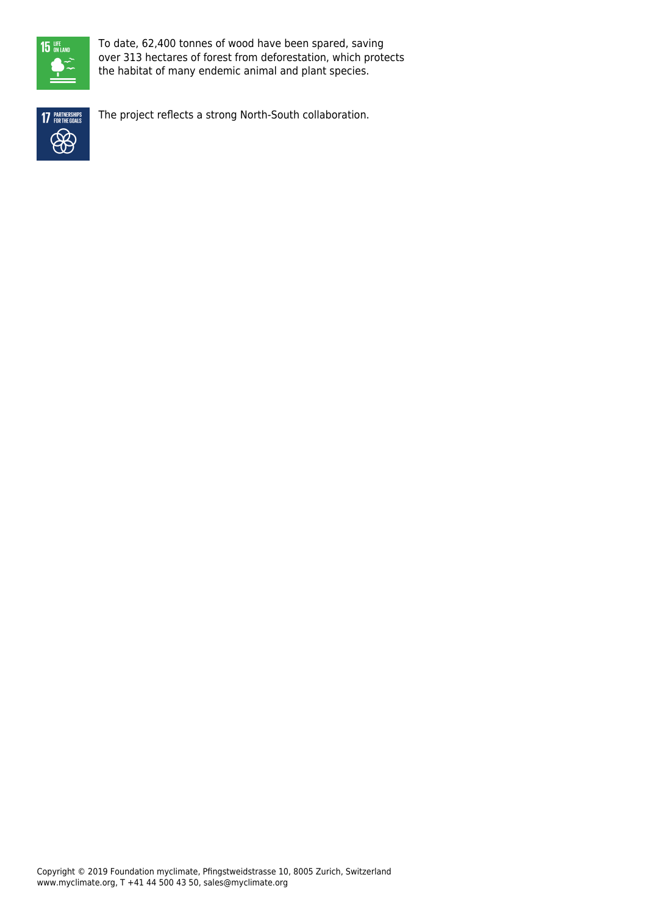To date, 62,400 tonnes of wood have been spared, saving over 313 hectares of forest from deforestation, which protects the habitat of many endemic animal and plant species.

The project reflects a strong North-South collaboration.

Copyright © 2019 Foundation myclimate, Pfingstweidstrasse 10, 8005 Zurich, Switzerland
www.myclimate.org, T +41 44 500 43 50, sales@myclimate.org